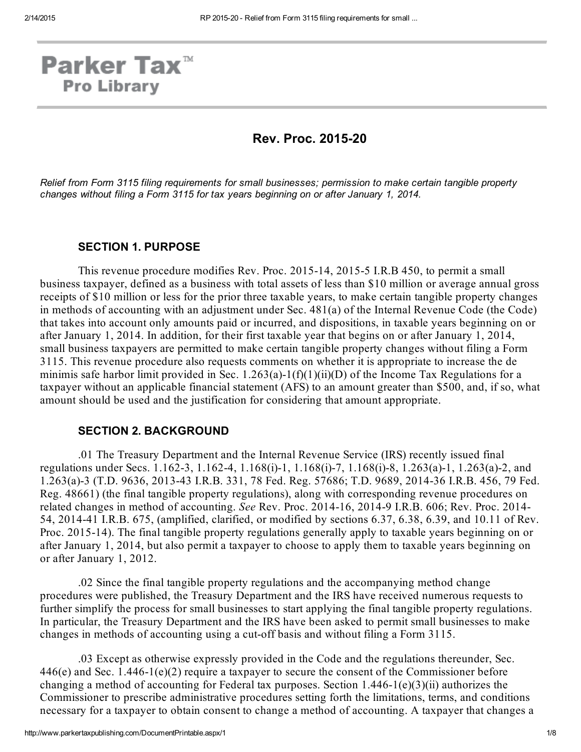# Parker Tax™ Pro Library

## Rev. Proc. 2015-20

*Relief from Form 3115 filing requirements for small businesses; permission to make certain tangible property changes without filing a Form 3115 for tax years beginning on or after January 1, 2014.*

### SECTION 1. PURPOSE

This revenue procedure modifies Rev. Proc. 2015-14, 2015-5 I.R.B 450, to permit a small business taxpayer, defined as a business with total assets of less than $10 million or average annual gross receipts of $10 million or less for the prior three taxable years, to make certain tangible property changes in methods of accounting with an adjustment under Sec. 481(a) of the Internal Revenue Code (the Code) that takes into account only amounts paid or incurred, and dispositions, in taxable years beginning on or after January 1, 2014. In addition, for their first taxable year that begins on or after January 1, 2014, small business taxpayers are permitted to make certain tangible property changes without filing a Form 3115. This revenue procedure also requests comments on whether it is appropriate to increase the de minimis safe harbor limit provided in Sec. 1.263(a)-1(f)(1)(ii)(D) of the Income Tax Regulations for a taxpayer without an applicable financial statement (AFS) to an amount greater than $500, and, if so, what amount should be used and the justification for considering that amount appropriate.

### SECTION 2. BACKGROUND

.01 The Treasury Department and the Internal Revenue Service (IRS) recently issued final regulations under Secs. 1.162-3, 1.162-4, 1.168(i)-1, 1.168(i)-7, 1.168(i)-8, 1.263(a)-1, 1.263(a)-2, and 1.263(a)-3 (T.D. 9636, 2013-43 I.R.B. 331, 78 Fed. Reg. 57686; T.D. 9689, 2014-36 I.R.B. 456, 79 Fed. Reg. 48661) (the final tangible property regulations), along with corresponding revenue procedures on related changes in method of accounting. *See* Rev. Proc. 2014-16, 2014-9 I.R.B. 606; Rev. Proc. 2014-54, 2014-41 I.R.B. 675, (amplified, clarified, or modified by sections 6.37, 6.38, 6.39, and 10.11 of Rev. Proc. 2015-14). The final tangible property regulations generally apply to taxable years beginning on or after January 1, 2014, but also permit a taxpayer to choose to apply them to taxable years beginning on or after January 1, 2012.

.02 Since the final tangible property regulations and the accompanying method change procedures were published, the Treasury Department and the IRS have received numerous requests to further simplify the process for small businesses to start applying the final tangible property regulations. In particular, the Treasury Department and the IRS have been asked to permit small businesses to make changes in methods of accounting using a cut-off basis and without filing a Form 3115.

.03 Except as otherwise expressly provided in the Code and the regulations thereunder, Sec. 446(e) and Sec. 1.446-1(e)(2) require a taxpayer to secure the consent of the Commissioner before changing a method of accounting for Federal tax purposes. Section 1.446-1(e)(3)(ii) authorizes the Commissioner to prescribe administrative procedures setting forth the limitations, terms, and conditions necessary for a taxpayer to obtain consent to change a method of accounting. A taxpayer that changes a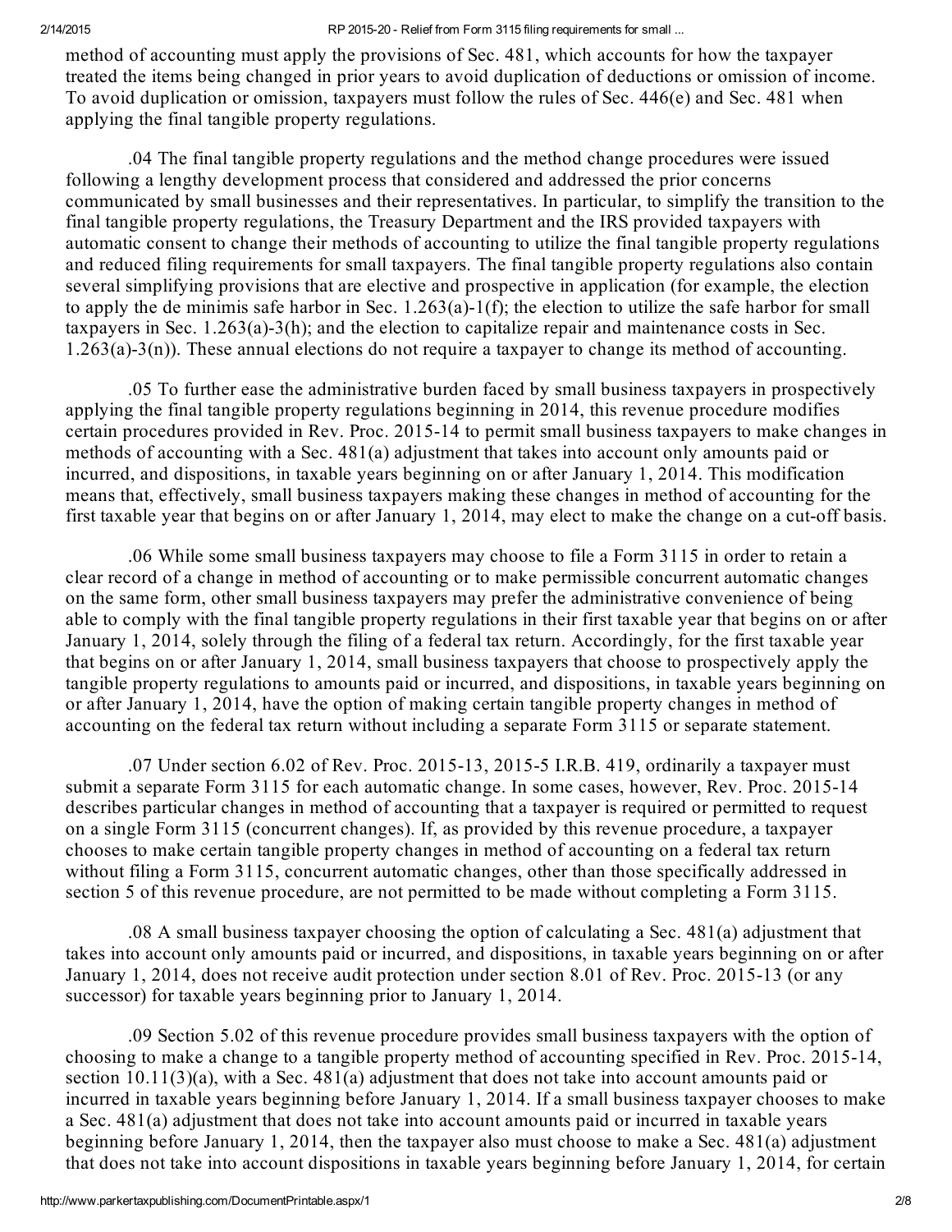method of accounting must apply the provisions of Sec. 481, which accounts for how the taxpayer treated the items being changed in prior years to avoid duplication of deductions or omission of income. To avoid duplication or omission, taxpayers must follow the rules of Sec. 446(e) and Sec. 481 when applying the final tangible property regulations.

.04 The final tangible property regulations and the method change procedures were issued following a lengthy development process that considered and addressed the prior concerns communicated by small businesses and their representatives. In particular, to simplify the transition to the final tangible property regulations, the Treasury Department and the IRS provided taxpayers with automatic consent to change their methods of accounting to utilize the final tangible property regulations and reduced filing requirements for small taxpayers. The final tangible property regulations also contain several simplifying provisions that are elective and prospective in application (for example, the election to apply the de minimis safe harbor in Sec. 1.263(a)-1(f); the election to utilize the safe harbor for small taxpayers in Sec. 1.263(a)-3(h); and the election to capitalize repair and maintenance costs in Sec. 1.263(a)-3(n)). These annual elections do not require a taxpayer to change its method of accounting.

.05 To further ease the administrative burden faced by small business taxpayers in prospectively applying the final tangible property regulations beginning in 2014, this revenue procedure modifies certain procedures provided in Rev. Proc. 2015-14 to permit small business taxpayers to make changes in methods of accounting with a Sec. 481(a) adjustment that takes into account only amounts paid or incurred, and dispositions, in taxable years beginning on or after January 1, 2014. This modification means that, effectively, small business taxpayers making these changes in method of accounting for the first taxable year that begins on or after January 1, 2014, may elect to make the change on a cut-off basis.

.06 While some small business taxpayers may choose to file a Form 3115 in order to retain a clear record of a change in method of accounting or to make permissible concurrent automatic changes on the same form, other small business taxpayers may prefer the administrative convenience of being able to comply with the final tangible property regulations in their first taxable year that begins on or after January 1, 2014, solely through the filing of a federal tax return. Accordingly, for the first taxable year that begins on or after January 1, 2014, small business taxpayers that choose to prospectively apply the tangible property regulations to amounts paid or incurred, and dispositions, in taxable years beginning on or after January 1, 2014, have the option of making certain tangible property changes in method of accounting on the federal tax return without including a separate Form 3115 or separate statement.

.07 Under section 6.02 of Rev. Proc. 2015-13, 2015-5 I.R.B. 419, ordinarily a taxpayer must submit a separate Form 3115 for each automatic change. In some cases, however, Rev. Proc. 2015-14 describes particular changes in method of accounting that a taxpayer is required or permitted to request on a single Form 3115 (concurrent changes). If, as provided by this revenue procedure, a taxpayer chooses to make certain tangible property changes in method of accounting on a federal tax return without filing a Form 3115, concurrent automatic changes, other than those specifically addressed in section 5 of this revenue procedure, are not permitted to be made without completing a Form 3115.

.08 A small business taxpayer choosing the option of calculating a Sec. 481(a) adjustment that takes into account only amounts paid or incurred, and dispositions, in taxable years beginning on or after January 1, 2014, does not receive audit protection under section 8.01 of Rev. Proc. 2015-13 (or any successor) for taxable years beginning prior to January 1, 2014.

.09 Section 5.02 of this revenue procedure provides small business taxpayers with the option of choosing to make a change to a tangible property method of accounting specified in Rev. Proc. 2015-14, section 10.11(3)(a), with a Sec. 481(a) adjustment that does not take into account amounts paid or incurred in taxable years beginning before January 1, 2014. If a small business taxpayer chooses to make a Sec. 481(a) adjustment that does not take into account amounts paid or incurred in taxable years beginning before January 1, 2014, then the taxpayer also must choose to make a Sec. 481(a) adjustment that does not take into account dispositions in taxable years beginning before January 1, 2014, for certain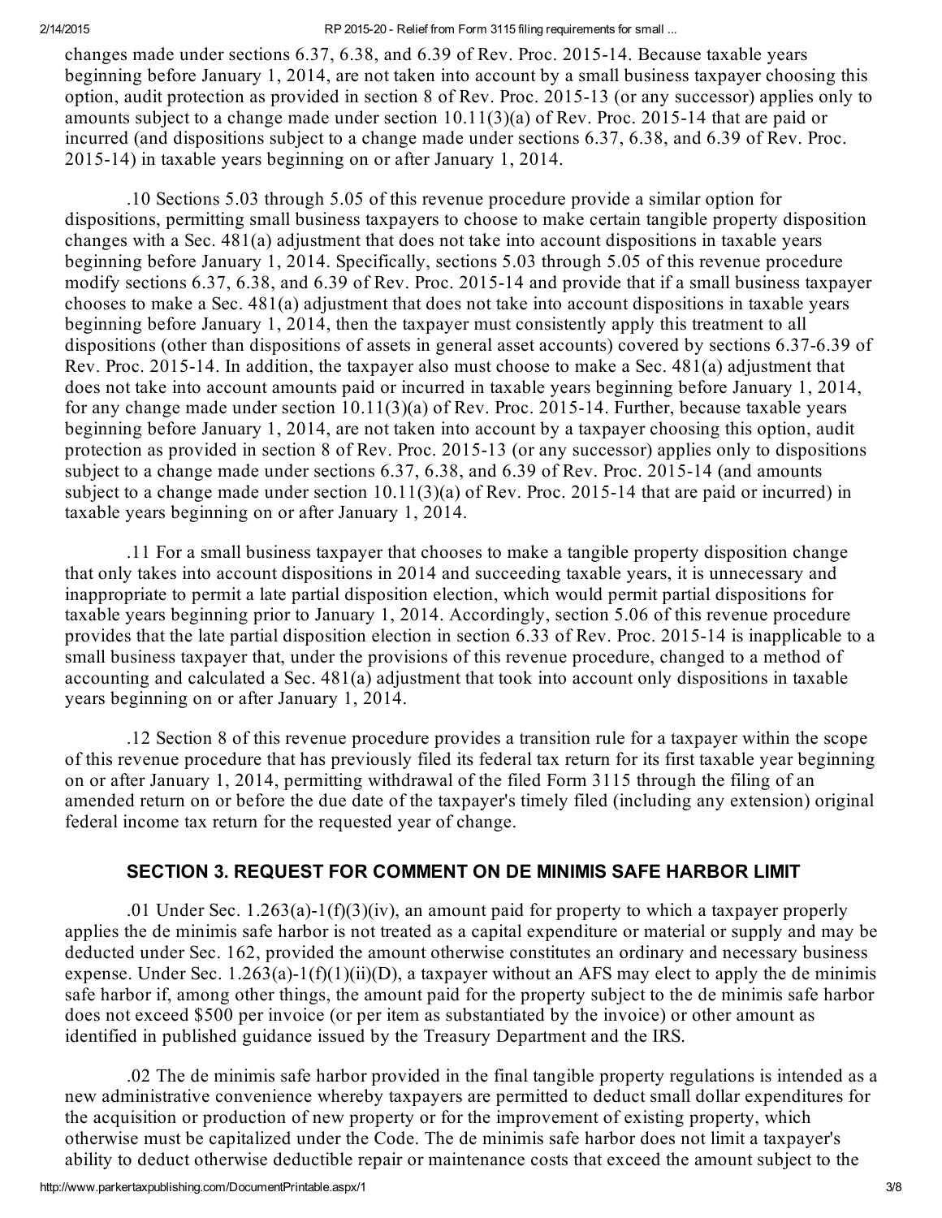changes made under sections 6.37, 6.38, and 6.39 of Rev. Proc. 2015-14. Because taxable years beginning before January 1, 2014, are not taken into account by a small business taxpayer choosing this option, audit protection as provided in section 8 of Rev. Proc. 2015-13 (or any successor) applies only to amounts subject to a change made under section 10.11(3)(a) of Rev. Proc. 2015-14 that are paid or incurred (and dispositions subject to a change made under sections 6.37, 6.38, and 6.39 of Rev. Proc. 2015-14) in taxable years beginning on or after January 1, 2014.

.10 Sections 5.03 through 5.05 of this revenue procedure provide a similar option for dispositions, permitting small business taxpayers to choose to make certain tangible property disposition changes with a Sec. 481(a) adjustment that does not take into account dispositions in taxable years beginning before January 1, 2014. Specifically, sections 5.03 through 5.05 of this revenue procedure modify sections 6.37, 6.38, and 6.39 of Rev. Proc. 2015-14 and provide that if a small business taxpayer chooses to make a Sec. 481(a) adjustment that does not take into account dispositions in taxable years beginning before January 1, 2014, then the taxpayer must consistently apply this treatment to all dispositions (other than dispositions of assets in general asset accounts) covered by sections 6.37-6.39 of Rev. Proc. 2015-14. In addition, the taxpayer also must choose to make a Sec. 481(a) adjustment that does not take into account amounts paid or incurred in taxable years beginning before January 1, 2014, for any change made under section 10.11(3)(a) of Rev. Proc. 2015-14. Further, because taxable years beginning before January 1, 2014, are not taken into account by a taxpayer choosing this option, audit protection as provided in section 8 of Rev. Proc. 2015-13 (or any successor) applies only to dispositions subject to a change made under sections 6.37, 6.38, and 6.39 of Rev. Proc. 2015-14 (and amounts subject to a change made under section 10.11(3)(a) of Rev. Proc. 2015-14 that are paid or incurred) in taxable years beginning on or after January 1, 2014.

.11 For a small business taxpayer that chooses to make a tangible property disposition change that only takes into account dispositions in 2014 and succeeding taxable years, it is unnecessary and inappropriate to permit a late partial disposition election, which would permit partial dispositions for taxable years beginning prior to January 1, 2014. Accordingly, section 5.06 of this revenue procedure provides that the late partial disposition election in section 6.33 of Rev. Proc. 2015-14 is inapplicable to a small business taxpayer that, under the provisions of this revenue procedure, changed to a method of accounting and calculated a Sec. 481(a) adjustment that took into account only dispositions in taxable years beginning on or after January 1, 2014.

.12 Section 8 of this revenue procedure provides a transition rule for a taxpayer within the scope of this revenue procedure that has previously filed its federal tax return for its first taxable year beginning on or after January 1, 2014, permitting withdrawal of the filed Form 3115 through the filing of an amended return on or before the due date of the taxpayer's timely filed (including any extension) original federal income tax return for the requested year of change.

## SECTION 3. REQUEST FOR COMMENT ON DE MINIMIS SAFE HARBOR LIMIT

.01 Under Sec. 1.263(a)-1(f)(3)(iv), an amount paid for property to which a taxpayer properly applies the de minimis safe harbor is not treated as a capital expenditure or material or supply and may be deducted under Sec. 162, provided the amount otherwise constitutes an ordinary and necessary business expense. Under Sec. 1.263(a)-1(f)(1)(ii)(D), a taxpayer without an AFS may elect to apply the de minimis safe harbor if, among other things, the amount paid for the property subject to the de minimis safe harbor does not exceed $500 per invoice (or per item as substantiated by the invoice) or other amount as identified in published guidance issued by the Treasury Department and the IRS.

.02 The de minimis safe harbor provided in the final tangible property regulations is intended as a new administrative convenience whereby taxpayers are permitted to deduct small dollar expenditures for the acquisition or production of new property or for the improvement of existing property, which otherwise must be capitalized under the Code. The de minimis safe harbor does not limit a taxpayer's ability to deduct otherwise deductible repair or maintenance costs that exceed the amount subject to the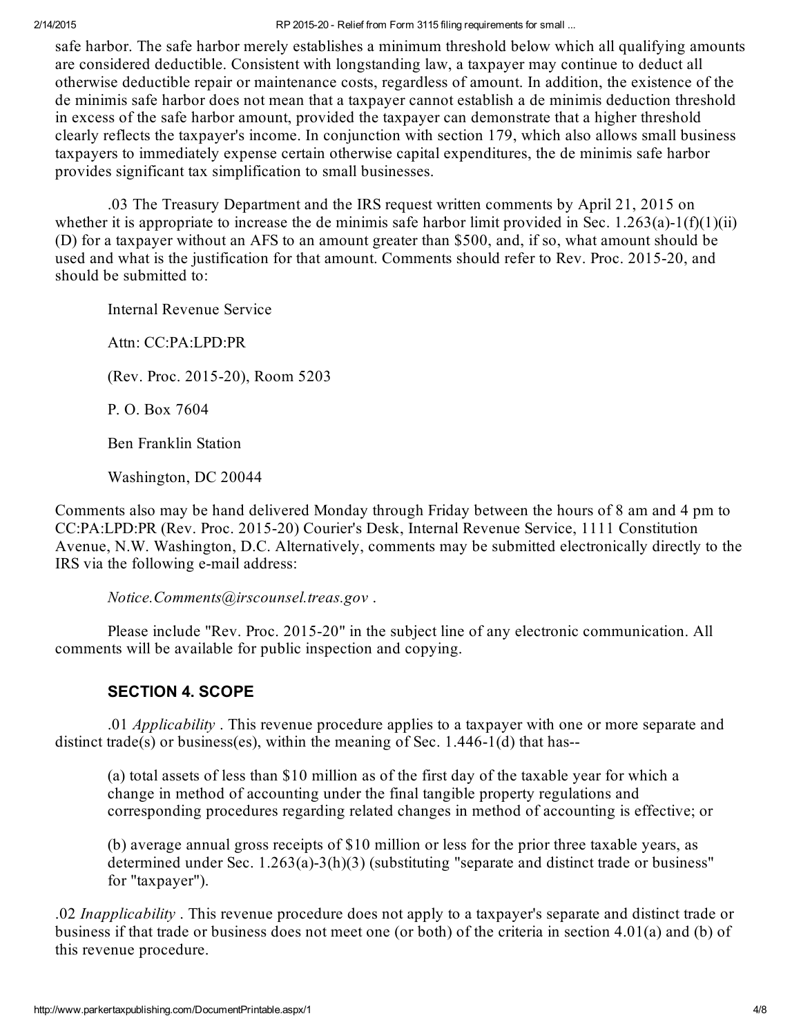safe harbor. The safe harbor merely establishes a minimum threshold below which all qualifying amounts are considered deductible. Consistent with longstanding law, a taxpayer may continue to deduct all otherwise deductible repair or maintenance costs, regardless of amount. In addition, the existence of the de minimis safe harbor does not mean that a taxpayer cannot establish a de minimis deduction threshold in excess of the safe harbor amount, provided the taxpayer can demonstrate that a higher threshold clearly reflects the taxpayer's income. In conjunction with section 179, which also allows small business taxpayers to immediately expense certain otherwise capital expenditures, the de minimis safe harbor provides significant tax simplification to small businesses.

.03 The Treasury Department and the IRS request written comments by April 21, 2015 on whether it is appropriate to increase the de minimis safe harbor limit provided in Sec. 1.263(a)-1(f)(1)(ii)(D) for a taxpayer without an AFS to an amount greater than $500, and, if so, what amount should be used and what is the justification for that amount. Comments should refer to Rev. Proc. 2015-20, and should be submitted to:

Internal Revenue Service

Attn: CC:PA:LPD:PR

(Rev. Proc. 2015-20), Room 5203

P. O. Box 7604

Ben Franklin Station

Washington, DC 20044

Comments also may be hand delivered Monday through Friday between the hours of 8 am and 4 pm to CC:PA:LPD:PR (Rev. Proc. 2015-20) Courier's Desk, Internal Revenue Service, 1111 Constitution Avenue, N.W. Washington, D.C. Alternatively, comments may be submitted electronically directly to the IRS via the following e-mail address:

*Notice.Comments@irscounsel.treas.gov* .

Please include "Rev. Proc. 2015-20" in the subject line of any electronic communication. All comments will be available for public inspection and copying.

### SECTION 4. SCOPE

.01 *Applicability* . This revenue procedure applies to a taxpayer with one or more separate and distinct trade(s) or business(es), within the meaning of Sec. 1.446-1(d) that has--

(a) total assets of less than $10 million as of the first day of the taxable year for which a change in method of accounting under the final tangible property regulations and corresponding procedures regarding related changes in method of accounting is effective; or

(b) average annual gross receipts of $10 million or less for the prior three taxable years, as determined under Sec. 1.263(a)-3(h)(3) (substituting "separate and distinct trade or business" for "taxpayer").

.02 *Inapplicability* . This revenue procedure does not apply to a taxpayer's separate and distinct trade or business if that trade or business does not meet one (or both) of the criteria in section 4.01(a) and (b) of this revenue procedure.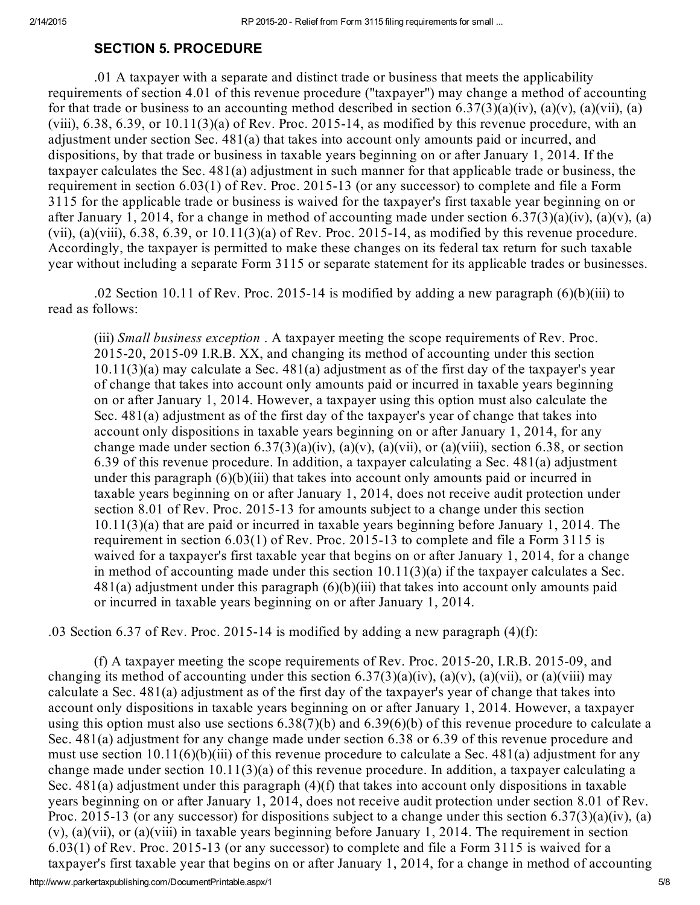## SECTION 5. PROCEDURE

.01 A taxpayer with a separate and distinct trade or business that meets the applicability requirements of section 4.01 of this revenue procedure ("taxpayer") may change a method of accounting for that trade or business to an accounting method described in section 6.37(3)(a)(iv), (a)(v), (a)(vii), (a)(viii), 6.38, 6.39, or 10.11(3)(a) of Rev. Proc. 2015-14, as modified by this revenue procedure, with an adjustment under section Sec. 481(a) that takes into account only amounts paid or incurred, and dispositions, by that trade or business in taxable years beginning on or after January 1, 2014. If the taxpayer calculates the Sec. 481(a) adjustment in such manner for that applicable trade or business, the requirement in section 6.03(1) of Rev. Proc. 2015-13 (or any successor) to complete and file a Form 3115 for the applicable trade or business is waived for the taxpayer's first taxable year beginning on or after January 1, 2014, for a change in method of accounting made under section 6.37(3)(a)(iv), (a)(v), (a)(vii), (a)(viii), 6.38, 6.39, or 10.11(3)(a) of Rev. Proc. 2015-14, as modified by this revenue procedure. Accordingly, the taxpayer is permitted to make these changes on its federal tax return for such taxable year without including a separate Form 3115 or separate statement for its applicable trades or businesses.

.02 Section 10.11 of Rev. Proc. 2015-14 is modified by adding a new paragraph (6)(b)(iii) to read as follows:

> (iii) *Small business exception* . A taxpayer meeting the scope requirements of Rev. Proc. 2015-20, 2015-09 I.R.B. XX, and changing its method of accounting under this section 10.11(3)(a) may calculate a Sec. 481(a) adjustment as of the first day of the taxpayer's year of change that takes into account only amounts paid or incurred in taxable years beginning on or after January 1, 2014. However, a taxpayer using this option must also calculate the Sec. 481(a) adjustment as of the first day of the taxpayer's year of change that takes into account only dispositions in taxable years beginning on or after January 1, 2014, for any change made under section 6.37(3)(a)(iv), (a)(v), (a)(vii), or (a)(viii), section 6.38, or section 6.39 of this revenue procedure. In addition, a taxpayer calculating a Sec. 481(a) adjustment under this paragraph (6)(b)(iii) that takes into account only amounts paid or incurred in taxable years beginning on or after January 1, 2014, does not receive audit protection under section 8.01 of Rev. Proc. 2015-13 for amounts subject to a change under this section 10.11(3)(a) that are paid or incurred in taxable years beginning before January 1, 2014. The requirement in section 6.03(1) of Rev. Proc. 2015-13 to complete and file a Form 3115 is waived for a taxpayer's first taxable year that begins on or after January 1, 2014, for a change in method of accounting made under this section 10.11(3)(a) if the taxpayer calculates a Sec. 481(a) adjustment under this paragraph (6)(b)(iii) that takes into account only amounts paid or incurred in taxable years beginning on or after January 1, 2014.

.03 Section 6.37 of Rev. Proc. 2015-14 is modified by adding a new paragraph (4)(f):

> (f) A taxpayer meeting the scope requirements of Rev. Proc. 2015-20, I.R.B. 2015-09, and changing its method of accounting under this section 6.37(3)(a)(iv), (a)(v), (a)(vii), or (a)(viii) may calculate a Sec. 481(a) adjustment as of the first day of the taxpayer's year of change that takes into account only dispositions in taxable years beginning on or after January 1, 2014. However, a taxpayer using this option must also use sections 6.38(7)(b) and 6.39(6)(b) of this revenue procedure to calculate a Sec. 481(a) adjustment for any change made under section 6.38 or 6.39 of this revenue procedure and must use section 10.11(6)(b)(iii) of this revenue procedure to calculate a Sec. 481(a) adjustment for any change made under section 10.11(3)(a) of this revenue procedure. In addition, a taxpayer calculating a Sec. 481(a) adjustment under this paragraph (4)(f) that takes into account only dispositions in taxable years beginning on or after January 1, 2014, does not receive audit protection under section 8.01 of Rev. Proc. 2015-13 (or any successor) for dispositions subject to a change under this section 6.37(3)(a)(iv), (a)(v), (a)(vii), or (a)(viii) in taxable years beginning before January 1, 2014. The requirement in section 6.03(1) of Rev. Proc. 2015-13 (or any successor) to complete and file a Form 3115 is waived for a taxpayer's first taxable year that begins on or after January 1, 2014, for a change in method of accounting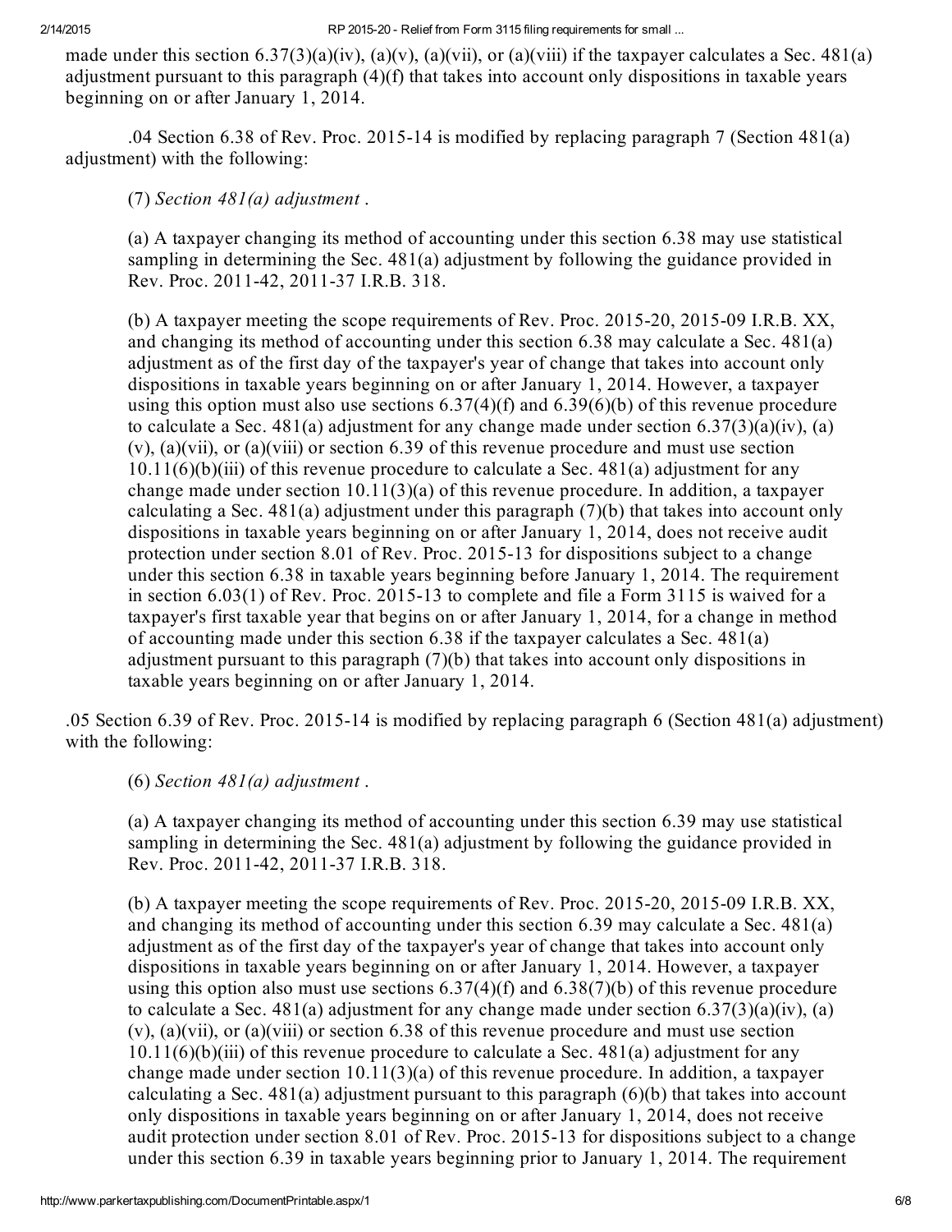made under this section 6.37(3)(a)(iv), (a)(v), (a)(vii), or (a)(viii) if the taxpayer calculates a Sec. 481(a) adjustment pursuant to this paragraph (4)(f) that takes into account only dispositions in taxable years beginning on or after January 1, 2014.

.04 Section 6.38 of Rev. Proc. 2015-14 is modified by replacing paragraph 7 (Section 481(a) adjustment) with the following:

(7) *Section 481(a) adjustment* .

(a) A taxpayer changing its method of accounting under this section 6.38 may use statistical sampling in determining the Sec. 481(a) adjustment by following the guidance provided in Rev. Proc. 2011-42, 2011-37 I.R.B. 318.

(b) A taxpayer meeting the scope requirements of Rev. Proc. 2015-20, 2015-09 I.R.B. XX, and changing its method of accounting under this section 6.38 may calculate a Sec. 481(a) adjustment as of the first day of the taxpayer's year of change that takes into account only dispositions in taxable years beginning on or after January 1, 2014. However, a taxpayer using this option must also use sections 6.37(4)(f) and 6.39(6)(b) of this revenue procedure to calculate a Sec. 481(a) adjustment for any change made under section 6.37(3)(a)(iv), (a)(v), (a)(vii), or (a)(viii) or section 6.39 of this revenue procedure and must use section 10.11(6)(b)(iii) of this revenue procedure to calculate a Sec. 481(a) adjustment for any change made under section 10.11(3)(a) of this revenue procedure. In addition, a taxpayer calculating a Sec. 481(a) adjustment under this paragraph (7)(b) that takes into account only dispositions in taxable years beginning on or after January 1, 2014, does not receive audit protection under section 8.01 of Rev. Proc. 2015-13 for dispositions subject to a change under this section 6.38 in taxable years beginning before January 1, 2014. The requirement in section 6.03(1) of Rev. Proc. 2015-13 to complete and file a Form 3115 is waived for a taxpayer's first taxable year that begins on or after January 1, 2014, for a change in method of accounting made under this section 6.38 if the taxpayer calculates a Sec. 481(a) adjustment pursuant to this paragraph (7)(b) that takes into account only dispositions in taxable years beginning on or after January 1, 2014.

.05 Section 6.39 of Rev. Proc. 2015-14 is modified by replacing paragraph 6 (Section 481(a) adjustment) with the following:

(6) *Section 481(a) adjustment* .

(a) A taxpayer changing its method of accounting under this section 6.39 may use statistical sampling in determining the Sec. 481(a) adjustment by following the guidance provided in Rev. Proc. 2011-42, 2011-37 I.R.B. 318.

(b) A taxpayer meeting the scope requirements of Rev. Proc. 2015-20, 2015-09 I.R.B. XX, and changing its method of accounting under this section 6.39 may calculate a Sec. 481(a) adjustment as of the first day of the taxpayer's year of change that takes into account only dispositions in taxable years beginning on or after January 1, 2014. However, a taxpayer using this option also must use sections 6.37(4)(f) and 6.38(7)(b) of this revenue procedure to calculate a Sec. 481(a) adjustment for any change made under section 6.37(3)(a)(iv), (a)(v), (a)(vii), or (a)(viii) or section 6.38 of this revenue procedure and must use section 10.11(6)(b)(iii) of this revenue procedure to calculate a Sec. 481(a) adjustment for any change made under section 10.11(3)(a) of this revenue procedure. In addition, a taxpayer calculating a Sec. 481(a) adjustment pursuant to this paragraph (6)(b) that takes into account only dispositions in taxable years beginning on or after January 1, 2014, does not receive audit protection under section 8.01 of Rev. Proc. 2015-13 for dispositions subject to a change under this section 6.39 in taxable years beginning prior to January 1, 2014. The requirement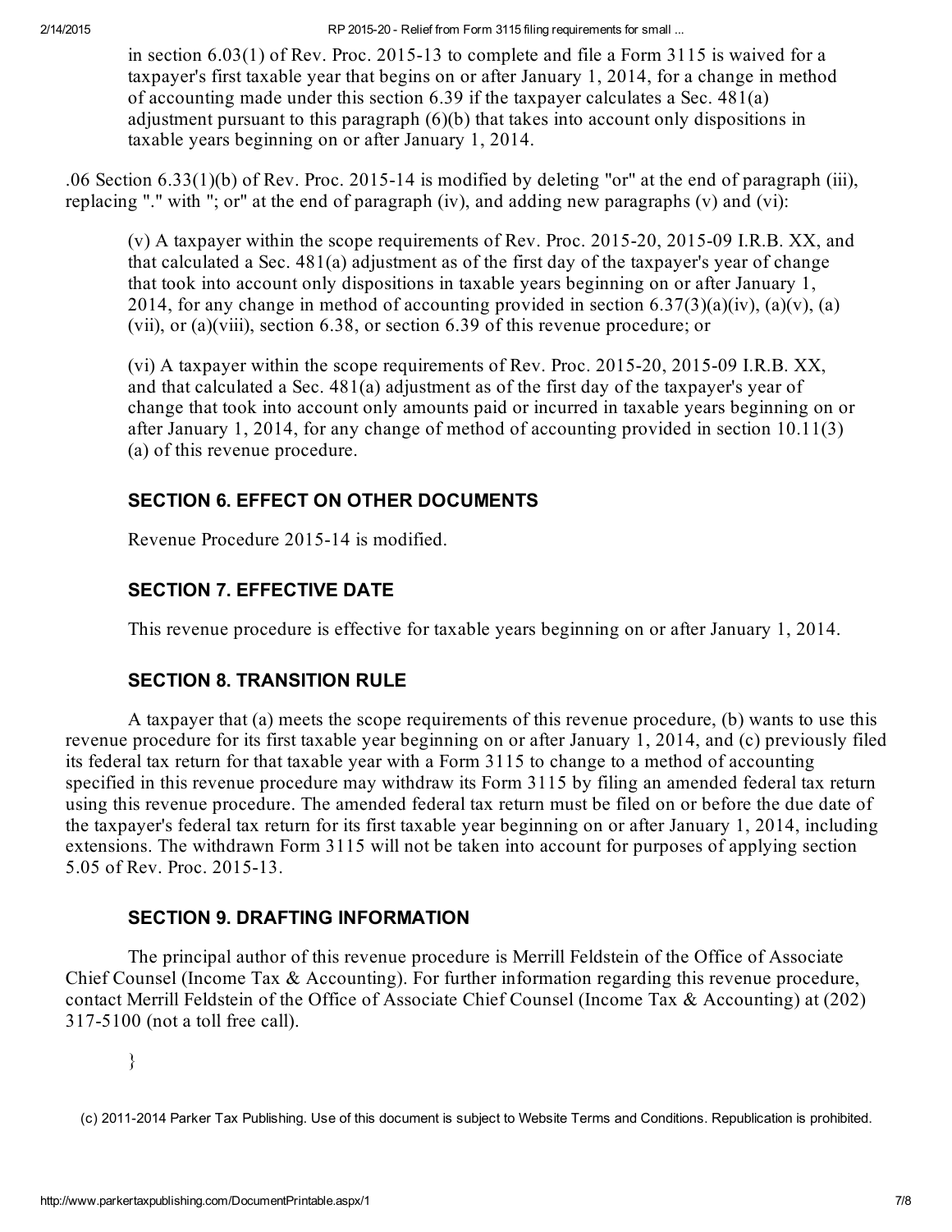in section 6.03(1) of Rev. Proc. 2015-13 to complete and file a Form 3115 is waived for a taxpayer's first taxable year that begins on or after January 1, 2014, for a change in method of accounting made under this section 6.39 if the taxpayer calculates a Sec. 481(a) adjustment pursuant to this paragraph (6)(b) that takes into account only dispositions in taxable years beginning on or after January 1, 2014.

.06 Section 6.33(1)(b) of Rev. Proc. 2015-14 is modified by deleting "or" at the end of paragraph (iii), replacing "." with "; or" at the end of paragraph (iv), and adding new paragraphs (v) and (vi):

> (v) A taxpayer within the scope requirements of Rev. Proc. 2015-20, 2015-09 I.R.B. XX, and that calculated a Sec. 481(a) adjustment as of the first day of the taxpayer's year of change that took into account only dispositions in taxable years beginning on or after January 1, 2014, for any change in method of accounting provided in section 6.37(3)(a)(iv), (a)(v), (a)(vii), or (a)(viii), section 6.38, or section 6.39 of this revenue procedure; or
>
> (vi) A taxpayer within the scope requirements of Rev. Proc. 2015-20, 2015-09 I.R.B. XX, and that calculated a Sec. 481(a) adjustment as of the first day of the taxpayer's year of change that took into account only amounts paid or incurred in taxable years beginning on or after January 1, 2014, for any change of method of accounting provided in section 10.11(3)(a) of this revenue procedure.

## SECTION 6. EFFECT ON OTHER DOCUMENTS

Revenue Procedure 2015-14 is modified.

## SECTION 7. EFFECTIVE DATE

This revenue procedure is effective for taxable years beginning on or after January 1, 2014.

## SECTION 8. TRANSITION RULE

A taxpayer that (a) meets the scope requirements of this revenue procedure, (b) wants to use this revenue procedure for its first taxable year beginning on or after January 1, 2014, and (c) previously filed its federal tax return for that taxable year with a Form 3115 to change to a method of accounting specified in this revenue procedure may withdraw its Form 3115 by filing an amended federal tax return using this revenue procedure. The amended federal tax return must be filed on or before the due date of the taxpayer's federal tax return for its first taxable year beginning on or after January 1, 2014, including extensions. The withdrawn Form 3115 will not be taken into account for purposes of applying section 5.05 of Rev. Proc. 2015-13.

## SECTION 9. DRAFTING INFORMATION

The principal author of this revenue procedure is Merrill Feldstein of the Office of Associate Chief Counsel (Income Tax & Accounting). For further information regarding this revenue procedure, contact Merrill Feldstein of the Office of Associate Chief Counsel (Income Tax & Accounting) at (202) 317-5100 (not a toll free call).

}

(c) 2011-2014 Parker Tax Publishing. Use of this document is subject to Website Terms and Conditions. Republication is prohibited.